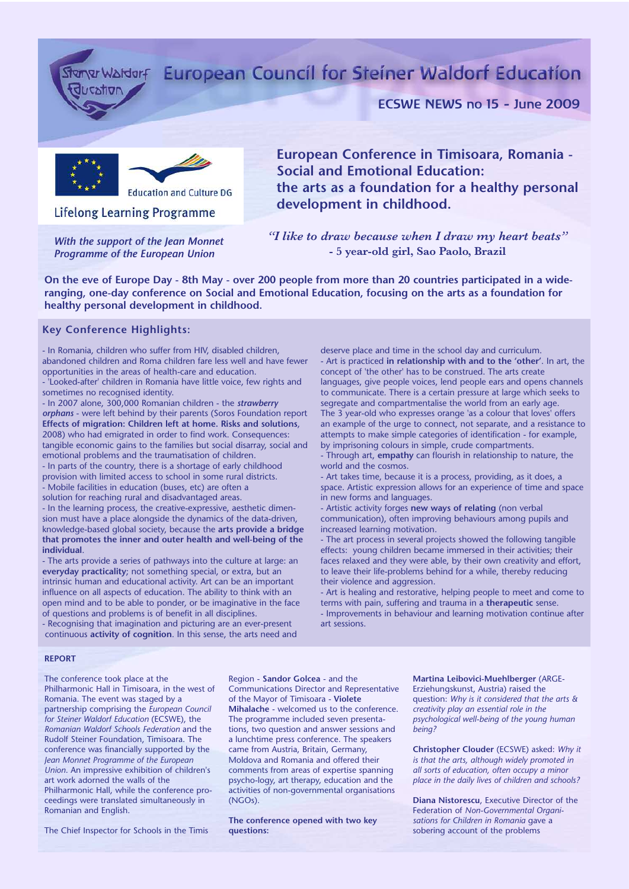# European Council for Steiner Waldorf Education

## ECSWE NEWS no 15 - June 2009

Education and Culture DG

Lifelong Learning Programme

*With the support of the Jean Monnet Programme of the European Union*

## European Conference in Timisoara, Romania - Social and Emotional Education: the arts as a foundation for a healthy personal development in childhood.

*"I like to draw because when I draw my heart beats"*
**- 5 year-old girl, Sao Paolo, Brazil**

**On the eve of Europe Day - 8th May - over 200 people from more than 20 countries participated in a wide-ranging, one-day conference on Social and Emotional Education, focusing on the arts as a foundation for healthy personal development in childhood.**

### Key Conference Highlights:

- In Romania, children who suffer from HIV, disabled children, abandoned children and Roma children fare less well and have fewer opportunities in the areas of health-care and education.
- 'Looked-after' children in Romania have little voice, few rights and sometimes no recognised identity.
- In 2007 alone, 300,000 Romanian children - the ***strawberry orphans*** - were left behind by their parents (Soros Foundation report **Effects of migration: Children left at home. Risks and solutions**, 2008) who had emigrated in order to find work. Consequences: tangible economic gains to the families but social disarray, social and emotional problems and the traumatisation of children.
- In parts of the country, there is a shortage of early childhood provision with limited access to school in some rural districts.
- Mobile facilities in education (buses, etc) are often a solution for reaching rural and disadvantaged areas.
- In the learning process, the creative-expressive, aesthetic dimension must have a place alongside the dynamics of the data-driven, knowledge-based global society, because the **arts provide a bridge that promotes the inner and outer health and well-being of the individual**.
- The arts provide a series of pathways into the culture at large: an **everyday practicality**; not something special, or extra, but an intrinsic human and educational activity. Art can be an important influence on all aspects of education. The ability to think with an open mind and to be able to ponder, or be imaginative in the face of questions and problems is of benefit in all disciplines.
- Recognising that imagination and picturing are an ever-present continuous **activity of cognition**. In this sense, the arts need and deserve place and time in the school day and curriculum.
- Art is practiced **in relationship with and to the 'other'**. In art, the concept of 'the other' has to be construed. The arts create languages, give people voices, lend people ears and opens channels to communicate. There is a certain pressure at large which seeks to segregate and compartmentalise the world from an early age. The 3 year-old who expresses orange 'as a colour that loves' offers an example of the urge to connect, not separate, and a resistance to attempts to make simple categories of identification - for example, by imprisoning colours in simple, crude compartments.
- Through art, **empathy** can flourish in relationship to nature, the world and the cosmos.
- Art takes time, because it is a process, providing, as it does, a space. Artistic expression allows for an experience of time and space in new forms and languages.
- Artistic activity forges **new ways of relating** (non verbal communication), often improving behaviours among pupils and increased learning motivation.
- The art process in several projects showed the following tangible effects: young children became immersed in their activities; their faces relaxed and they were able, by their own creativity and effort, to leave their life-problems behind for a while, thereby reducing their violence and aggression.
- Art is healing and restorative, helping people to meet and come to terms with pain, suffering and trauma in a **therapeutic** sense.
- Improvements in behaviour and learning motivation continue after art sessions.

### REPORT

The conference took place at the Philharmonic Hall in Timisoara, in the west of Romania. The event was staged by a partnership comprising the *European Council for Steiner Waldorf Education* (ECSWE), the *Romanian Waldorf Schools Federation* and the Rudolf Steiner Foundation, Timisoara. The conference was financially supported by the *Jean Monnet Programme of the European Union*. An impressive exhibition of children's art work adorned the walls of the Philharmonic Hall, while the conference proceedings were translated simultaneously in Romanian and English.

The Chief Inspector for Schools in the Timis Region - **Sandor Golcea** - and the Communications Director and Representative of the Mayor of Timisoara - **Violete Mihalache** - welcomed us to the conference. The programme included seven presentations, two question and answer sessions and a lunchtime press conference. The speakers came from Austria, Britain, Germany, Moldova and Romania and offered their comments from areas of expertise spanning psycho-logy, art therapy, education and the activities of non-governmental organisations (NGOs).

**The conference opened with two key questions:**

**Martina Leibovici-Muehlberger** (ARGE-Erziehungskunst, Austria) raised the question: *Why is it considered that the arts & creativity play an essential role in the psychological well-being of the young human being?*

**Christopher Clouder** (ECSWE) asked: *Why it is that the arts, although widely promoted in all sorts of education, often occupy a minor place in the daily lives of children and schools?*

**Diana Nistorescu**, Executive Director of the Federation of *Non-Governmental Organisations for Children in Romania* gave a sobering account of the problems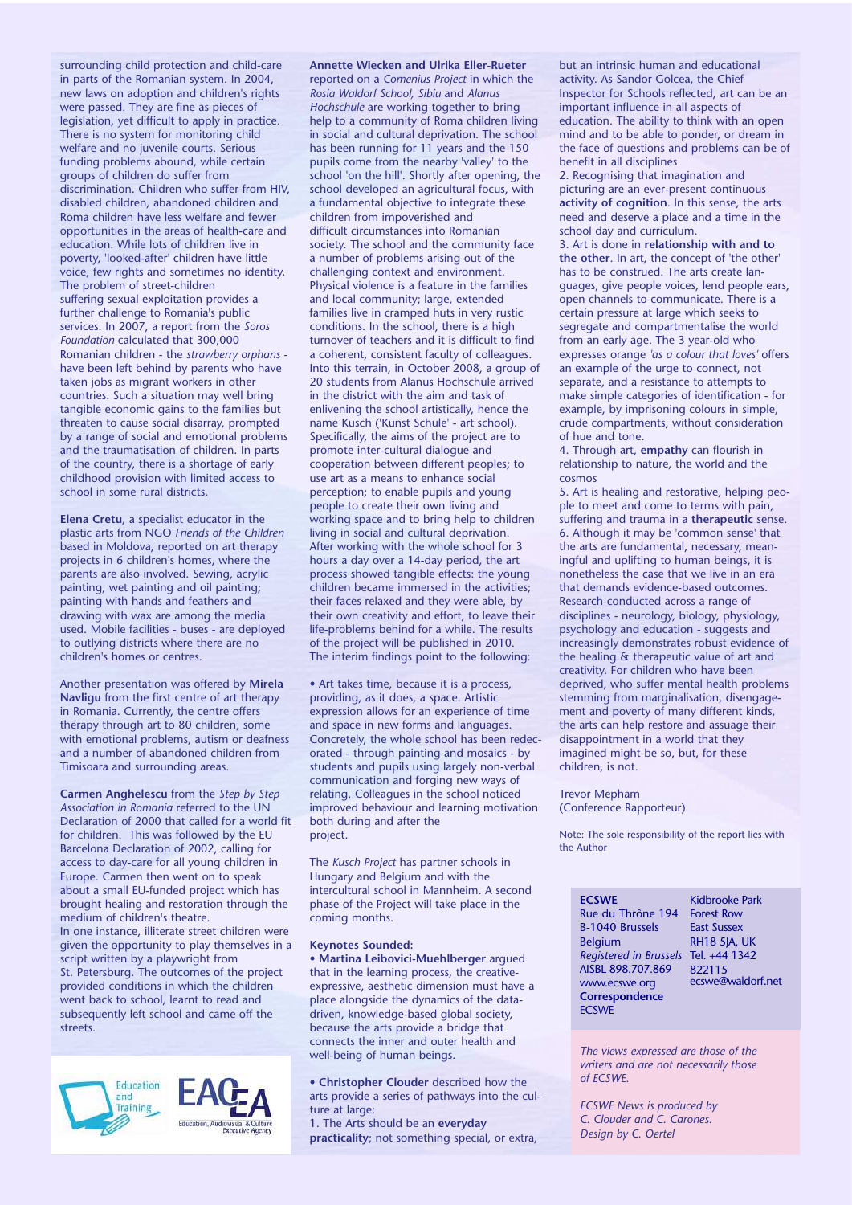surrounding child protection and child-care in parts of the Romanian system. In 2004, new laws on adoption and children's rights were passed. They are fine as pieces of legislation, yet difficult to apply in practice. There is no system for monitoring child welfare and no juvenile courts. Serious funding problems abound, while certain groups of children do suffer from discrimination. Children who suffer from HIV, disabled children, abandoned children and Roma children have less welfare and fewer opportunities in the areas of health-care and education. While lots of children live in poverty, 'looked-after' children have little voice, few rights and sometimes no identity. The problem of street-children suffering sexual exploitation provides a further challenge to Romania's public services. In 2007, a report from the *Soros Foundation* calculated that 300,000 Romanian children - the *strawberry orphans* - have been left behind by parents who have taken jobs as migrant workers in other countries. Such a situation may well bring tangible economic gains to the families but threaten to cause social disarray, prompted by a range of social and emotional problems and the traumatisation of children. In parts of the country, there is a shortage of early childhood provision with limited access to school in some rural districts.

**Elena Cretu**, a specialist educator in the plastic arts from NGO *Friends of the Children* based in Moldova, reported on art therapy projects in 6 children's homes, where the parents are also involved. Sewing, acrylic painting, wet painting and oil painting; painting with hands and feathers and drawing with wax are among the media used. Mobile facilities - buses - are deployed to outlying districts where there are no children's homes or centres.

Another presentation was offered by **Mirela Navligu** from the first centre of art therapy in Romania. Currently, the centre offers therapy through art to 80 children, some with emotional problems, autism or deafness and a number of abandoned children from Timisoara and surrounding areas.

**Carmen Anghelescu** from the *Step by Step Association in Romania* referred to the UN Declaration of 2000 that called for a world fit for children. This was followed by the EU Barcelona Declaration of 2002, calling for access to day-care for all young children in Europe. Carmen then went on to speak about a small EU-funded project which has brought healing and restoration through the medium of children's theatre.
In one instance, illiterate street children were given the opportunity to play themselves in a script written by a playwright from St. Petersburg. The outcomes of the project provided conditions in which the children went back to school, learnt to read and subsequently left school and came off the streets.

**Annette Wiecken and Ulrika Eller-Rueter** reported on a *Comenius Project* in which the *Rosia Waldorf School, Sibiu* and *Alanus Hochschule* are working together to bring help to a community of Roma children living in social and cultural deprivation. The school has been running for 11 years and the 150 pupils come from the nearby 'valley' to the school 'on the hill'. Shortly after opening, the school developed an agricultural focus, with a fundamental objective to integrate these children from impoverished and difficult circumstances into Romanian society. The school and the community face a number of problems arising out of the challenging context and environment. Physical violence is a feature in the families and local community; large, extended families live in cramped huts in very rustic conditions. In the school, there is a high turnover of teachers and it is difficult to find a coherent, consistent faculty of colleagues. Into this terrain, in October 2008, a group of 20 students from Alanus Hochschule arrived in the district with the aim and task of enlivening the school artistically, hence the name Kusch ('Kunst Schule' - art school). Specifically, the aims of the project are to promote inter-cultural dialogue and cooperation between different peoples; to use art as a means to enhance social perception; to enable pupils and young people to create their own living and working space and to bring help to children living in social and cultural deprivation. After working with the whole school for 3 hours a day over a 14-day period, the art process showed tangible effects: the young children became immersed in the activities; their faces relaxed and they were able, by their own creativity and effort, to leave their life-problems behind for a while. The results of the project will be published in 2010. The interim findings point to the following:

- Art takes time, because it is a process, providing, as it does, a space. Artistic expression allows for an experience of time and space in new forms and languages. Concretely, the whole school has been redecorated - through painting and mosaics - by students and pupils using largely non-verbal communication and forging new ways of relating. Colleagues in the school noticed improved behaviour and learning motivation both during and after the project.

The *Kusch Project* has partner schools in Hungary and Belgium and with the intercultural school in Mannheim. A second phase of the Project will take place in the coming months.

**Keynotes Sounded:**

- **Martina Leibovici-Muehlberger** argued that in the learning process, the creative-expressive, aesthetic dimension must have a place alongside the dynamics of the data-driven, knowledge-based global society, because the arts provide a bridge that connects the inner and outer health and well-being of human beings.

- **Christopher Clouder** described how the arts provide a series of pathways into the culture at large:

1. The Arts should be an **everyday practicality**; not something special, or extra, but an intrinsic human and educational activity. As Sandor Golcea, the Chief Inspector for Schools reflected, art can be an important influence in all aspects of education. The ability to think with an open mind and to be able to ponder, or dream in the face of questions and problems can be of benefit in all disciplines
2. Recognising that imagination and picturing are an ever-present continuous **activity of cognition**. In this sense, the arts need and deserve a place and a time in the school day and curriculum.
3. Art is done in **relationship with and to the other**. In art, the concept of 'the other' has to be construed. The arts create languages, give people voices, lend people ears, open channels to communicate. There is a certain pressure at large which seeks to segregate and compartmentalise the world from an early age. The 3 year-old who expresses orange *'as a colour that loves'* offers an example of the urge to connect, not separate, and a resistance to attempts to make simple categories of identification - for example, by imprisoning colours in simple, crude compartments, without consideration of hue and tone.
4. Through art, **empathy** can flourish in relationship to nature, the world and the cosmos
5. Art is healing and restorative, helping people to meet and come to terms with pain, suffering and trauma in a **therapeutic** sense.
6. Although it may be 'common sense' that the arts are fundamental, necessary, meaningful and uplifting to human beings, it is nonetheless the case that we live in an era that demands evidence-based outcomes. Research conducted across a range of disciplines - neurology, biology, physiology, psychology and education - suggests and increasingly demonstrates robust evidence of the healing & therapeutic value of art and creativity. For children who have been deprived, who suffer mental health problems stemming from marginalisation, disengagement and poverty of many different kinds, the arts can help restore and assuage their disappointment in a world that they imagined might be so, but, for these children, is not.

Trevor Mepham
(Conference Rapporteur)

Note: The sole responsibility of the report lies with the Author

Education and Training

EACEA
Education, Audiovisual & Culture Executive Agency

**ECSWE**
Rue du Thrône 194
B-1040 Brussels
Belgium
*Registered in Brussels*
AISBL 898.707.869
www.ecswe.org

**Correspondence**
ECSWE
Kidbrooke Park
Forest Row
East Sussex
RH18 5JA, UK
Tel. +44 1342 822115
ecswe@waldorf.net

*The views expressed are those of the writers and are not necessarily those of ECSWE.*

*ECSWE News is produced by C. Clouder and C. Carones. Design by C. Oertel*